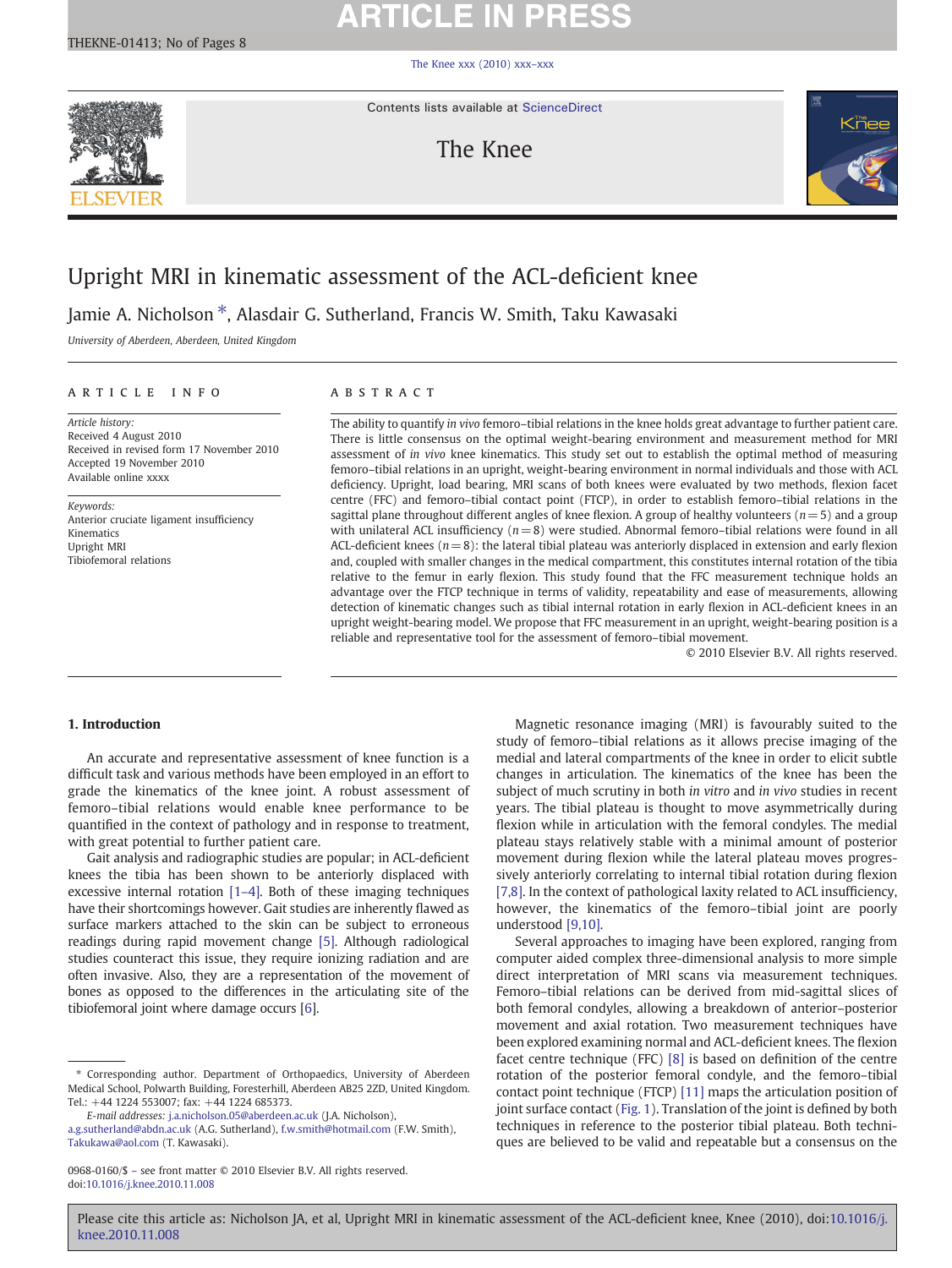# Upright MRI in kinematic assessment of the ACL-deficient knee

Jamie A. Nicholson *, Alasdair G. Sutherland, Francis W. Smith, Taku Kawasaki

*University of Aberdeen, Aberdeen, United Kingdom*

## ARTICLE INFO

*Article history:*
Received 4 August 2010
Received in revised form 17 November 2010
Accepted 19 November 2010
Available online xxxx

*Keywords:*
Anterior cruciate ligament insufficiency
Kinematics
Upright MRI
Tibiofemoral relations

## ABSTRACT

The ability to quantify *in vivo* femoro–tibial relations in the knee holds great advantage to further patient care. There is little consensus on the optimal weight-bearing environment and measurement method for MRI assessment of *in vivo* knee kinematics. This study set out to establish the optimal method of measuring femoro–tibial relations in an upright, weight-bearing environment in normal individuals and those with ACL deficiency. Upright, load bearing, MRI scans of both knees were evaluated by two methods, flexion facet centre (FFC) and femoro–tibial contact point (FTCP), in order to establish femoro–tibial relations in the sagittal plane throughout different angles of knee flexion. A group of healthy volunteers ($n = 5$) and a group with unilateral ACL insufficiency ($n = 8$) were studied. Abnormal femoro–tibial relations were found in all ACL-deficient knees ($n = 8$): the lateral tibial plateau was anteriorly displaced in extension and early flexion and, coupled with smaller changes in the medical compartment, this constitutes internal rotation of the tibia relative to the femur in early flexion. This study found that the FFC measurement technique holds an advantage over the FTCP technique in terms of validity, repeatability and ease of measurements, allowing detection of kinematic changes such as tibial internal rotation in early flexion in ACL-deficient knees in an upright weight-bearing model. We propose that FFC measurement in an upright, weight-bearing position is a reliable and representative tool for the assessment of femoro–tibial movement.

© 2010 Elsevier B.V. All rights reserved.

## 1. Introduction

An accurate and representative assessment of knee function is a difficult task and various methods have been employed in an effort to grade the kinematics of the knee joint. A robust assessment of femoro–tibial relations would enable knee performance to be quantified in the context of pathology and in response to treatment, with great potential to further patient care.

Gait analysis and radiographic studies are popular; in ACL-deficient knees the tibia has been shown to be anteriorly displaced with excessive internal rotation [1–4]. Both of these imaging techniques have their shortcomings however. Gait studies are inherently flawed as surface markers attached to the skin can be subject to erroneous readings during rapid movement change [5]. Although radiological studies counteract this issue, they require ionizing radiation and are often invasive. Also, they are a representation of the movement of bones as opposed to the differences in the articulating site of the tibiofemoral joint where damage occurs [6].

Magnetic resonance imaging (MRI) is favourably suited to the study of femoro–tibial relations as it allows precise imaging of the medial and lateral compartments of the knee in order to elicit subtle changes in articulation. The kinematics of the knee has been the subject of much scrutiny in both *in vitro* and *in vivo* studies in recent years. The tibial plateau is thought to move asymmetrically during flexion while in articulation with the femoral condyles. The medial plateau stays relatively stable with a minimal amount of posterior movement during flexion while the lateral plateau moves progressively anteriorly correlating to internal tibial rotation during flexion [7,8]. In the context of pathological laxity related to ACL insufficiency, however, the kinematics of the femoro–tibial joint are poorly understood [9,10].

Several approaches to imaging have been explored, ranging from computer aided complex three-dimensional analysis to more simple direct interpretation of MRI scans via measurement techniques. Femoro–tibial relations can be derived from mid-sagittal slices of both femoral condyles, allowing a breakdown of anterior–posterior movement and axial rotation. Two measurement techniques have been explored examining normal and ACL-deficient knees. The flexion facet centre technique (FFC) [8] is based on definition of the centre rotation of the posterior femoral condyle, and the femoro–tibial contact point technique (FTCP) [11] maps the articulation position of joint surface contact (Fig. 1). Translation of the joint is defined by both techniques in reference to the posterior tibial plateau. Both techniques are believed to be valid and repeatable but a consensus on the

---

\* Corresponding author. Department of Orthopaedics, University of Aberdeen Medical School, Polwarth Building, Foresterhill, Aberdeen AB25 2ZD, United Kingdom. Tel.: +44 1224 553007; fax: +44 1224 685373.
*E-mail addresses:* j.a.nicholson.05@aberdeen.ac.uk (J.A. Nicholson), a.g.sutherland@abdn.ac.uk (A.G. Sutherland), f.w.smith@hotmail.com (F.W. Smith), Takukawa@aol.com (T. Kawasaki).

0968-0160/$ – see front matter © 2010 Elsevier B.V. All rights reserved.
doi:10.1016/j.knee.2010.11.008

Please cite this article as: Nicholson JA, et al, Upright MRI in kinematic assessment of the ACL-deficient knee, Knee (2010), doi:10.1016/j.knee.2010.11.008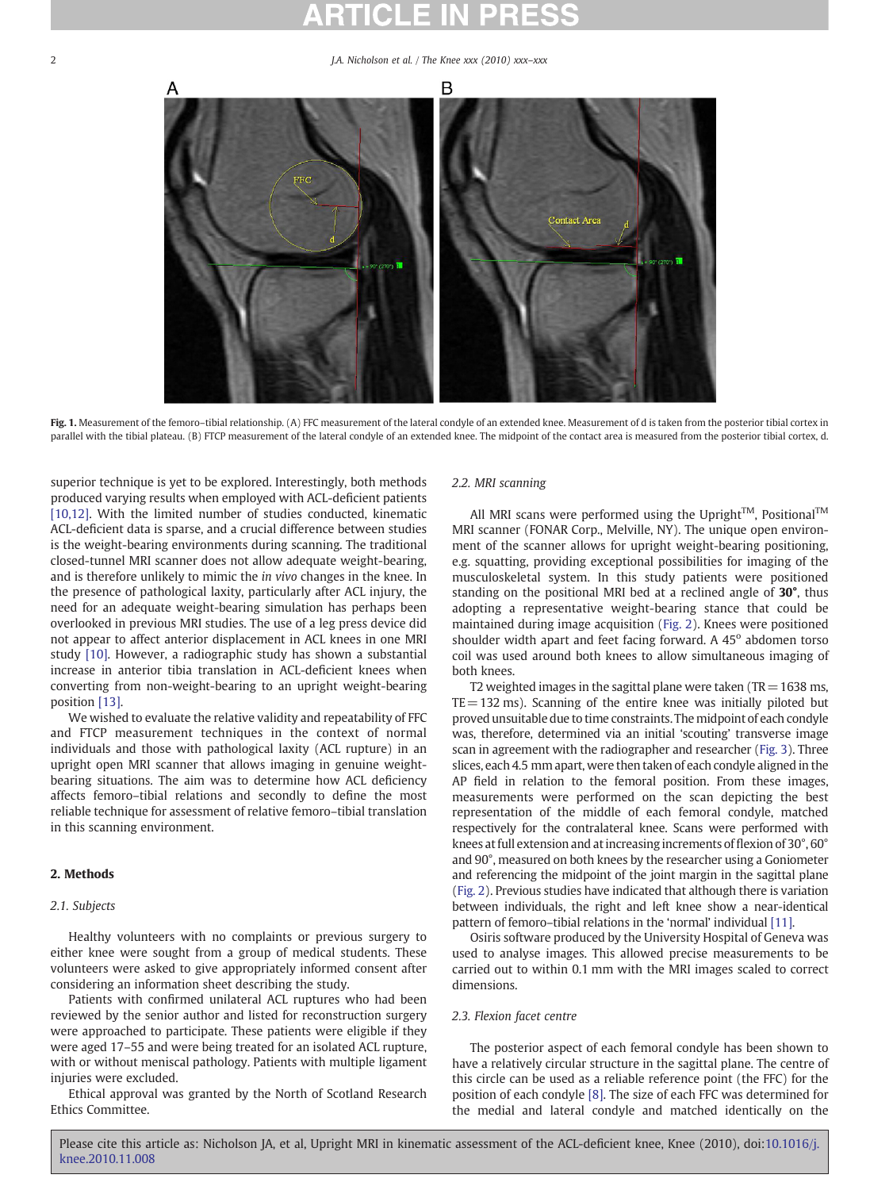Fig. 1. Measurement of the femoro–tibial relationship. (A) FFC measurement of the lateral condyle of an extended knee. Measurement of d is taken from the posterior tibial cortex in parallel with the tibial plateau. (B) FTCP measurement of the lateral condyle of an extended knee. The midpoint of the contact area is measured from the posterior tibial cortex, d.

superior technique is yet to be explored. Interestingly, both methods produced varying results when employed with ACL-deficient patients [10,12]. With the limited number of studies conducted, kinematic ACL-deficient data is sparse, and a crucial difference between studies is the weight-bearing environments during scanning. The traditional closed-tunnel MRI scanner does not allow adequate weight-bearing, and is therefore unlikely to mimic the *in vivo* changes in the knee. In the presence of pathological laxity, particularly after ACL injury, the need for an adequate weight-bearing simulation has perhaps been overlooked in previous MRI studies. The use of a leg press device did not appear to affect anterior displacement in ACL knees in one MRI study [10]. However, a radiographic study has shown a substantial increase in anterior tibia translation in ACL-deficient knees when converting from non-weight-bearing to an upright weight-bearing position [13].

We wished to evaluate the relative validity and repeatability of FFC and FTCP measurement techniques in the context of normal individuals and those with pathological laxity (ACL rupture) in an upright open MRI scanner that allows imaging in genuine weight-bearing situations. The aim was to determine how ACL deficiency affects femoro–tibial relations and secondly to define the most reliable technique for assessment of relative femoro–tibial translation in this scanning environment.

## 2. Methods

### 2.1. Subjects

Healthy volunteers with no complaints or previous surgery to either knee were sought from a group of medical students. These volunteers were asked to give appropriately informed consent after considering an information sheet describing the study.

Patients with confirmed unilateral ACL ruptures who had been reviewed by the senior author and listed for reconstruction surgery were approached to participate. These patients were eligible if they were aged 17–55 and were being treated for an isolated ACL rupture, with or without meniscal pathology. Patients with multiple ligament injuries were excluded.

Ethical approval was granted by the North of Scotland Research Ethics Committee.

### 2.2. MRI scanning

All MRI scans were performed using the Upright™, Positional™ MRI scanner (FONAR Corp., Melville, NY). The unique open environment of the scanner allows for upright weight-bearing positioning, e.g. squatting, providing exceptional possibilities for imaging of the musculoskeletal system. In this study patients were positioned standing on the positional MRI bed at a reclined angle of **30°**, thus adopting a representative weight-bearing stance that could be maintained during image acquisition (Fig. 2). Knees were positioned shoulder width apart and feet facing forward. A 45° abdomen torso coil was used around both knees to allow simultaneous imaging of both knees.

T2 weighted images in the sagittal plane were taken (TR = 1638 ms, TE = 132 ms). Scanning of the entire knee was initially piloted but proved unsuitable due to time constraints. The midpoint of each condyle was, therefore, determined via an initial 'scouting' transverse image scan in agreement with the radiographer and researcher (Fig. 3). Three slices, each 4.5 mm apart, were then taken of each condyle aligned in the AP field in relation to the femoral position. From these images, measurements were performed on the scan depicting the best representation of the middle of each femoral condyle, matched respectively for the contralateral knee. Scans were performed with knees at full extension and at increasing increments of flexion of 30°, 60° and 90°, measured on both knees by the researcher using a Goniometer and referencing the midpoint of the joint margin in the sagittal plane (Fig. 2). Previous studies have indicated that although there is variation between individuals, the right and left knee show a near-identical pattern of femoro–tibial relations in the 'normal' individual [11].

Osiris software produced by the University Hospital of Geneva was used to analyse images. This allowed precise measurements to be carried out to within 0.1 mm with the MRI images scaled to correct dimensions.

### 2.3. Flexion facet centre

The posterior aspect of each femoral condyle has been shown to have a relatively circular structure in the sagittal plane. The centre of this circle can be used as a reliable reference point (the FFC) for the position of each condyle [8]. The size of each FFC was determined for the medial and lateral condyle and matched identically on the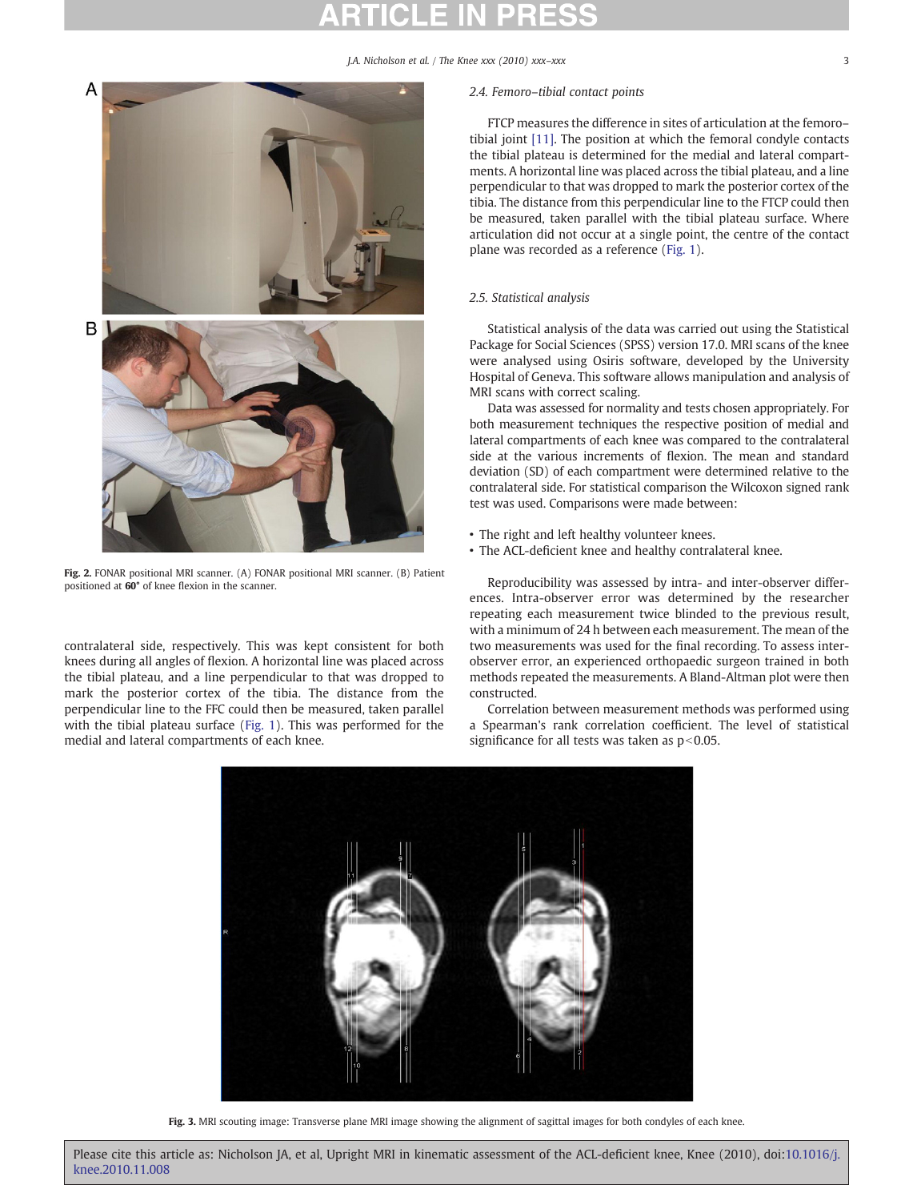Fig. 2. FONAR positional MRI scanner. (A) FONAR positional MRI scanner. (B) Patient positioned at **60°** of knee flexion in the scanner.

contralateral side, respectively. This was kept consistent for both knees during all angles of flexion. A horizontal line was placed across the tibial plateau, and a line perpendicular to that was dropped to mark the posterior cortex of the tibia. The distance from the perpendicular line to the FFC could then be measured, taken parallel with the tibial plateau surface (Fig. 1). This was performed for the medial and lateral compartments of each knee.

### 2.4. Femoro–tibial contact points

FTCP measures the difference in sites of articulation at the femoro–tibial joint [11]. The position at which the femoral condyle contacts the tibial plateau is determined for the medial and lateral compartments. A horizontal line was placed across the tibial plateau, and a line perpendicular to that was dropped to mark the posterior cortex of the tibia. The distance from this perpendicular line to the FTCP could then be measured, taken parallel with the tibial plateau surface. Where articulation did not occur at a single point, the centre of the contact plane was recorded as a reference (Fig. 1).

### 2.5. Statistical analysis

Statistical analysis of the data was carried out using the Statistical Package for Social Sciences (SPSS) version 17.0. MRI scans of the knee were analysed using Osiris software, developed by the University Hospital of Geneva. This software allows manipulation and analysis of MRI scans with correct scaling.

Data was assessed for normality and tests chosen appropriately. For both measurement techniques the respective position of medial and lateral compartments of each knee was compared to the contralateral side at the various increments of flexion. The mean and standard deviation (SD) of each compartment were determined relative to the contralateral side. For statistical comparison the Wilcoxon signed rank test was used. Comparisons were made between:

- The right and left healthy volunteer knees.
- The ACL-deficient knee and healthy contralateral knee.

Reproducibility was assessed by intra- and inter-observer differences. Intra-observer error was determined by the researcher repeating each measurement twice blinded to the previous result, with a minimum of 24 h between each measurement. The mean of the two measurements was used for the final recording. To assess inter-observer error, an experienced orthopaedic surgeon trained in both methods repeated the measurements. A Bland-Altman plot were then constructed.

Correlation between measurement methods was performed using a Spearman's rank correlation coefficient. The level of statistical significance for all tests was taken as $p<0.05$.

Fig. 3. MRI scouting image: Transverse plane MRI image showing the alignment of sagittal images for both condyles of each knee.

Please cite this article as: Nicholson JA, et al, Upright MRI in kinematic assessment of the ACL-deficient knee, Knee (2010), doi:10.1016/j.knee.2010.11.008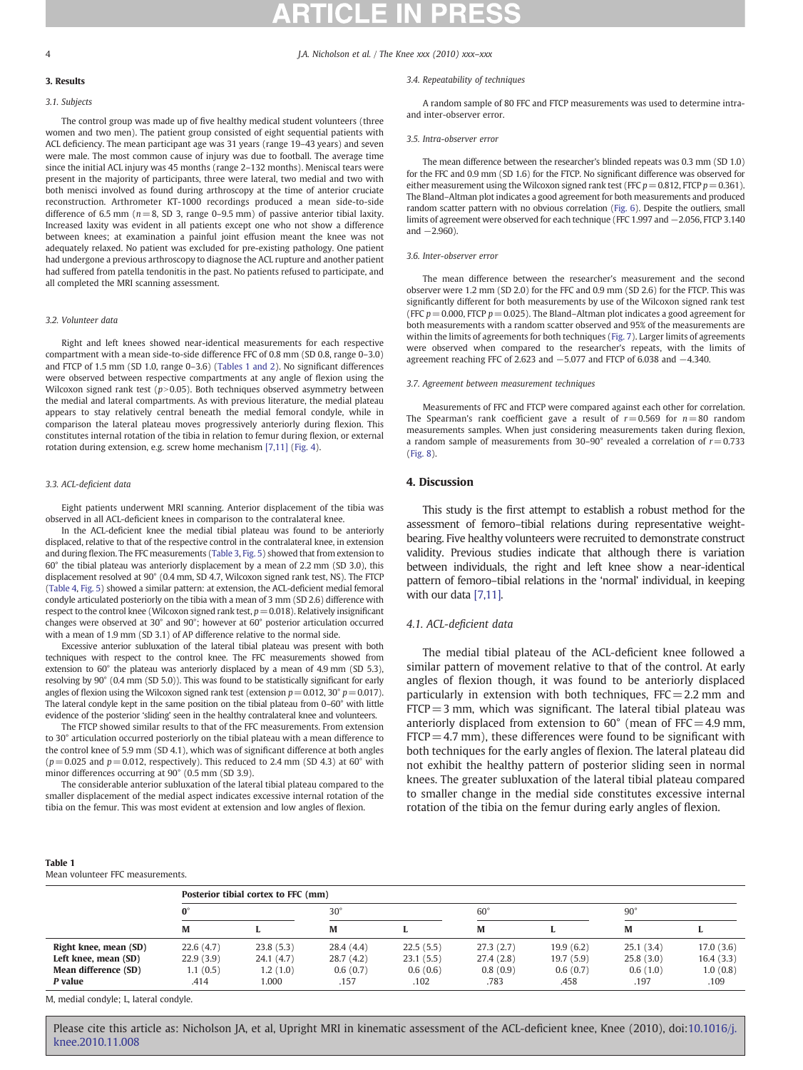## 3. Results

### 3.1. Subjects

The control group was made up of five healthy medical student volunteers (three women and two men). The patient group consisted of eight sequential patients with ACL deficiency. The mean participant age was 31 years (range 19–43 years) and seven were male. The most common cause of injury was due to football. The average time since the initial ACL injury was 45 months (range 2–132 months). Meniscal tears were present in the majority of participants, three were lateral, two medial and two with both menisci involved as found during arthroscopy at the time of anterior cruciate reconstruction. Arthrometer KT-1000 recordings produced a mean side-to-side difference of 6.5 mm ($n=8$, SD 3, range 0–9.5 mm) of passive anterior tibial laxity. Increased laxity was evident in all patients except one who not show a difference between knees; at examination a painful joint effusion meant the knee was not adequately relaxed. No patient was excluded for pre-existing pathology. One patient had undergone a previous arthroscopy to diagnose the ACL rupture and another patient had suffered from patella tendonitis in the past. No patients refused to participate, and all completed the MRI scanning assessment.

### 3.2. Volunteer data

Right and left knees showed near-identical measurements for each respective compartment with a mean side-to-side difference FFC of 0.8 mm (SD 0.8, range 0–3.0) and FTCP of 1.5 mm (SD 1.0, range 0–3.6) (Tables 1 and 2). No significant differences were observed between respective compartments at any angle of flexion using the Wilcoxon signed rank test ($p>0.05$). Both techniques observed asymmetry between the medial and lateral compartments. As with previous literature, the medial plateau appears to stay relatively central beneath the medial femoral condyle, while in comparison the lateral plateau moves progressively anteriorly during flexion. This constitutes internal rotation of the tibia in relation to femur during flexion, or external rotation during extension, e.g. screw home mechanism [7,11] (Fig. 4).

### 3.3. ACL-deficient data

Eight patients underwent MRI scanning. Anterior displacement of the tibia was observed in all ACL-deficient knees in comparison to the contralateral knee.

In the ACL-deficient knee the medial tibial plateau was found to be anteriorly displaced, relative to that of the respective control in the contralateral knee, in extension and during flexion. The FFC measurements (Table 3, Fig. 5) showed that from extension to 60° the tibial plateau was anteriorly displacement by a mean of 2.2 mm (SD 3.0), this displacement resolved at 90° (0.4 mm, SD 4.7, Wilcoxon signed rank test, NS). The FTCP (Table 4, Fig. 5) showed a similar pattern: at extension, the ACL-deficient medial femoral condyle articulated posteriorly on the tibia with a mean of 3 mm (SD 2.6) difference with respect to the control knee (Wilcoxon signed rank test, $p=0.018$). Relatively insignificant changes were observed at 30° and 90°; however at 60° posterior articulation occurred with a mean of 1.9 mm (SD 3.1) of AP difference relative to the normal side.

Excessive anterior subluxation of the lateral tibial plateau was present with both techniques with respect to the control knee. The FFC measurements showed from extension to 60° the plateau was anteriorly displaced by a mean of 4.9 mm (SD 5.3), resolving by 90° (0.4 mm (SD 5.0)). This was found to be statistically significant for early angles of flexion using the Wilcoxon signed rank test (extension $p=0.012$, 30° $p=0.017$). The lateral condyle kept in the same position on the tibial plateau from 0–60° with little evidence of the posterior 'sliding' seen in the healthy contralateral knee and volunteers.

The FTCP showed similar results to that of the FFC measurements. From extension to 30° articulation occurred posteriorly on the tibial plateau with a mean difference to the control knee of 5.9 mm (SD 4.1), which was of significant difference at both angles ($p=0.025$ and $p=0.012$, respectively). This reduced to 2.4 mm (SD 4.3) at 60° with minor differences occurring at 90° (0.5 mm (SD 3.9).

The considerable anterior subluxation of the lateral tibial plateau compared to the smaller displacement of the medial aspect indicates excessive internal rotation of the tibia on the femur. This was most evident at extension and low angles of flexion.

### 3.4. Repeatability of techniques

A random sample of 80 FFC and FTCP measurements was used to determine intra- and inter-observer error.

### 3.5. Intra-observer error

The mean difference between the researcher's blinded repeats was 0.3 mm (SD 1.0) for the FFC and 0.9 mm (SD 1.6) for the FTCP. No significant difference was observed for either measurement using the Wilcoxon signed rank test (FFC $p=0.812$, FTCP $p=0.361$). The Bland–Altman plot indicates a good agreement for both measurements and produced random scatter pattern with no obvious correlation (Fig. 6). Despite the outliers, small limits of agreement were observed for each technique (FFC 1.997 and −2.056, FTCP 3.140 and −2.960).

### 3.6. Inter-observer error

The mean difference between the researcher's measurement and the second observer were 1.2 mm (SD 2.0) for the FFC and 0.9 mm (SD 2.6) for the FTCP. This was significantly different for both measurements by use of the Wilcoxon signed rank test (FFC $p=0.000$, FTCP $p=0.025$). The Bland–Altman plot indicates a good agreement for both measurements with a random scatter observed and 95% of the measurements are within the limits of agreements for both techniques (Fig. 7). Larger limits of agreements were observed when compared to the researcher's repeats, with the limits of agreement reaching FFC of 2.623 and −5.077 and FTCP of 6.038 and −4.340.

### 3.7. Agreement between measurement techniques

Measurements of FFC and FTCP were compared against each other for correlation. The Spearman's rank coefficient gave a result of $r=0.569$ for $n=80$ random measurements samples. When just considering measurements taken during flexion, a random sample of measurements from 30–90° revealed a correlation of $r=0.733$ (Fig. 8).

## 4. Discussion

This study is the first attempt to establish a robust method for the assessment of femoro–tibial relations during representative weight-bearing. Five healthy volunteers were recruited to demonstrate construct validity. Previous studies indicate that although there is variation between individuals, the right and left knee show a near-identical pattern of femoro–tibial relations in the 'normal' individual, in keeping with our data [7,11].

### 4.1. ACL-deficient data

The medial tibial plateau of the ACL-deficient knee followed a similar pattern of movement relative to that of the control. At early angles of flexion though, it was found to be anteriorly displaced particularly in extension with both techniques, FFC = 2.2 mm and FTCP = 3 mm, which was significant. The lateral tibial plateau was anteriorly displaced from extension to 60° (mean of FFC = 4.9 mm, FTCP = 4.7 mm), these differences were found to be significant with both techniques for the early angles of flexion. The lateral plateau did not exhibit the healthy pattern of posterior sliding seen in normal knees. The greater subluxation of the lateral tibial plateau compared to smaller change in the medial side constitutes excessive internal rotation of the tibia on the femur during early angles of flexion.

**Table 1**
Mean volunteer FFC measurements.

| | Posterior tibial cortex to FFC (mm) | | | | | | | |
|---|---|---|---|---|---|---|---|---|
| | 0° | | 30° | | 60° | | 90° | |
| | M | L | M | L | M | L | M | L |
| **Right knee, mean (SD)** | 22.6 (4.7) | 23.8 (5.3) | 28.4 (4.4) | 22.5 (5.5) | 27.3 (2.7) | 19.9 (6.2) | 25.1 (3.4) | 17.0 (3.6) |
| **Left knee, mean (SD)** | 22.9 (3.9) | 24.1 (4.7) | 28.7 (4.4) | 23.1 (5.5) | 27.4 (2.8) | 19.7 (5.9) | 25.8 (3.0) | 16.4 (3.3) |
| **Mean difference (SD)** | 1.1 (0.5) | 1.2 (1.0) | 0.6 (0.7) | 0.6 (0.6) | 0.8 (0.9) | 0.6 (0.7) | 0.6 (1.0) | 1.0 (0.8) |
| ***P* value** | .414 | 1.000 | .157 | .102 | .783 | .458 | .197 | .109 |

M, medial condyle; L, lateral condyle.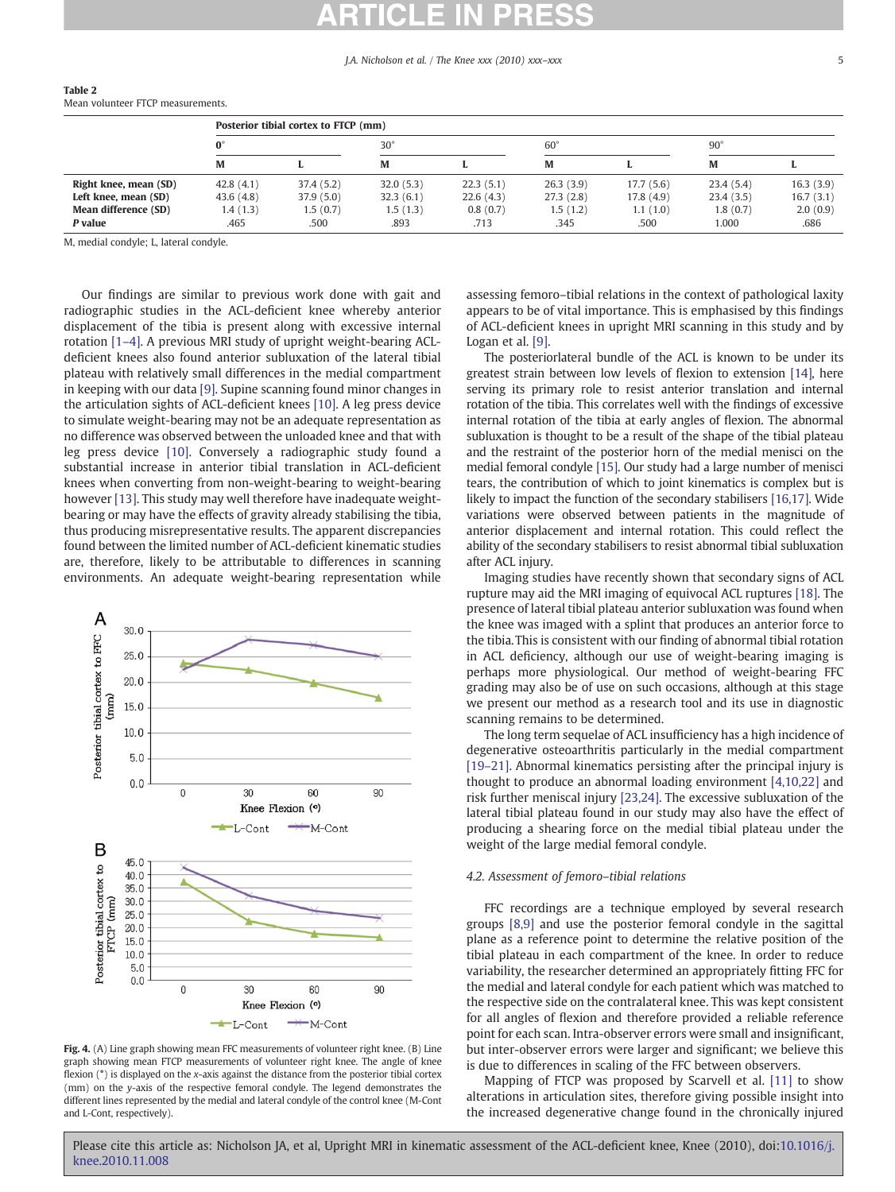**Table 2**
Mean volunteer FTCP measurements.

| | Posterior tibial cortex to FTCP (mm) | | | | | | | |
|---|---|---|---|---|---|---|---|---|
| | 0° | | 30° | | 60° | | 90° | |
| | M | L | M | L | M | L | M | L |
| **Right knee, mean (SD)** | 42.8 (4.1) | 37.4 (5.2) | 32.0 (5.3) | 22.3 (5.1) | 26.3 (3.9) | 17.7 (5.6) | 23.4 (5.4) | 16.3 (3.9) |
| **Left knee, mean (SD)** | 43.6 (4.8) | 37.9 (5.0) | 32.3 (6.1) | 22.6 (4.3) | 27.3 (2.8) | 17.8 (4.9) | 23.4 (3.5) | 16.7 (3.1) |
| **Mean difference (SD)** | 1.4 (1.3) | 1.5 (0.7) | 1.5 (1.3) | 0.8 (0.7) | 1.5 (1.2) | 1.1 (1.0) | 1.8 (0.7) | 2.0 (0.9) |
| ***P* value** | .465 | .500 | .893 | .713 | .345 | .500 | 1.000 | .686 |

M, medial condyle; L, lateral condyle.

Our findings are similar to previous work done with gait and radiographic studies in the ACL-deficient knee whereby anterior displacement of the tibia is present along with excessive internal rotation [1–4]. A previous MRI study of upright weight-bearing ACL-deficient knees also found anterior subluxation of the lateral tibial plateau with relatively small differences in the medial compartment in keeping with our data [9]. Supine scanning found minor changes in the articulation sights of ACL-deficient knees [10]. A leg press device to simulate weight-bearing may not be an adequate representation as no difference was observed between the unloaded knee and that with leg press device [10]. Conversely a radiographic study found a substantial increase in anterior tibial translation in ACL-deficient knees when converting from non-weight-bearing to weight-bearing however [13]. This study may well therefore have inadequate weight-bearing or may have the effects of gravity already stabilising the tibia, thus producing misrepresentative results. The apparent discrepancies found between the limited number of ACL-deficient kinematic studies are, therefore, likely to be attributable to differences in scanning environments. An adequate weight-bearing representation while assessing femoro–tibial relations in the context of pathological laxity appears to be of vital importance. This is emphasised by this findings of ACL-deficient knees in upright MRI scanning in this study and by Logan et al. [9].

Fig. 4. (A) Line graph showing mean FFC measurements of volunteer right knee. (B) Line graph showing mean FTCP measurements of volunteer right knee. The angle of knee flexion (°) is displayed on the x-axis against the distance from the posterior tibial cortex (mm) on the y-axis of the respective femoral condyle. The legend demonstrates the different lines represented by the medial and lateral condyle of the control knee (M-Cont and L-Cont, respectively).

The posteriorlateral bundle of the ACL is known to be under its greatest strain between low levels of flexion to extension [14], here serving its primary role to resist anterior translation and internal rotation of the tibia. This correlates well with the findings of excessive internal rotation of the tibia at early angles of flexion. The abnormal subluxation is thought to be a result of the shape of the tibial plateau and the restraint of the posterior horn of the medial menisci on the medial femoral condyle [15]. Our study had a large number of menisci tears, the contribution of which to joint kinematics is complex but is likely to impact the function of the secondary stabilisers [16,17]. Wide variations were observed between patients in the magnitude of anterior displacement and internal rotation. This could reflect the ability of the secondary stabilisers to resist abnormal tibial subluxation after ACL injury.

Imaging studies have recently shown that secondary signs of ACL rupture may aid the MRI imaging of equivocal ACL ruptures [18]. The presence of lateral tibial plateau anterior subluxation was found when the knee was imaged with a splint that produces an anterior force to the tibia. This is consistent with our finding of abnormal tibial rotation in ACL deficiency, although our use of weight-bearing imaging is perhaps more physiological. Our method of weight-bearing FFC grading may also be of use on such occasions, although at this stage we present our method as a research tool and its use in diagnostic scanning remains to be determined.

The long term sequelae of ACL insufficiency has a high incidence of degenerative osteoarthritis particularly in the medial compartment [19–21]. Abnormal kinematics persisting after the principal injury is thought to produce an abnormal loading environment [4,10,22] and risk further meniscal injury [23,24]. The excessive subluxation of the lateral tibial plateau found in our study may also have the effect of producing a shearing force on the medial tibial plateau under the weight of the large medial femoral condyle.

### 4.2. Assessment of femoro–tibial relations

FFC recordings are a technique employed by several research groups [8,9] and use the posterior femoral condyle in the sagittal plane as a reference point to determine the relative position of the tibial plateau in each compartment of the knee. In order to reduce variability, the researcher determined an appropriately fitting FFC for the medial and lateral condyle for each patient which was matched to the respective side on the contralateral knee. This was kept consistent for all angles of flexion and therefore provided a reliable reference point for each scan. Intra-observer errors were small and insignificant, but inter-observer errors were larger and significant; we believe this is due to differences in scaling of the FFC between observers.

Mapping of FTCP was proposed by Scarvell et al. [11] to show alterations in articulation sites, therefore giving possible insight into the increased degenerative change found in the chronically injured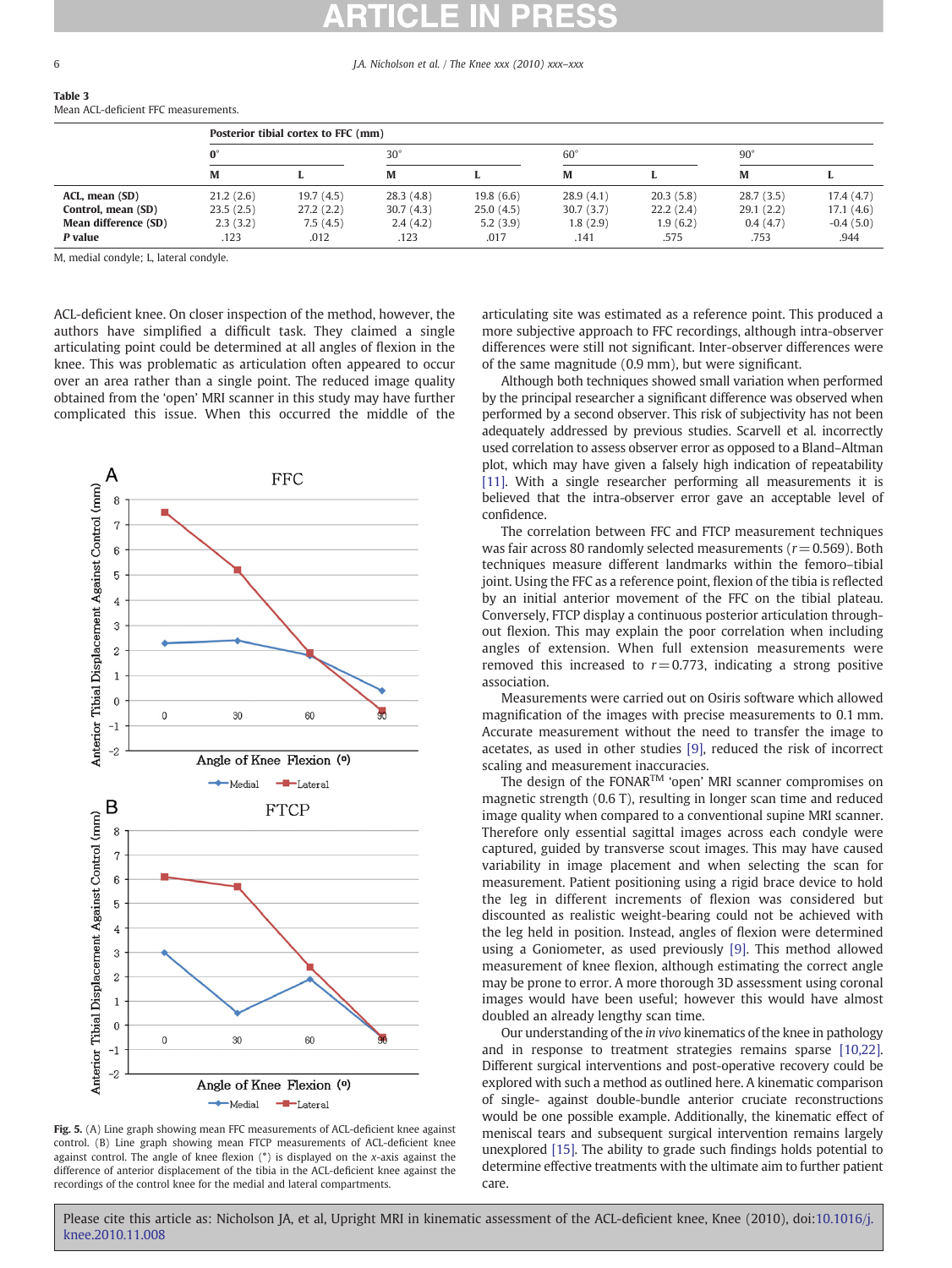**Table 3**
Mean ACL-deficient FFC measurements.

| | Posterior tibial cortex to FFC (mm) | | | | | | | |
|---|---|---|---|---|---|---|---|---|
| | 0° | | 30° | | 60° | | 90° | |
| | M | L | M | L | M | L | M | L |
| **ACL, mean (SD)** | 21.2 (2.6) | 19.7 (4.5) | 28.3 (4.8) | 19.8 (6.6) | 28.9 (4.1) | 20.3 (5.8) | 28.7 (3.5) | 17.4 (4.7) |
| **Control, mean (SD)** | 23.5 (2.5) | 27.2 (2.2) | 30.7 (4.3) | 25.0 (4.5) | 30.7 (3.7) | 22.2 (2.4) | 29.1 (2.2) | 17.1 (4.6) |
| **Mean difference (SD)** | 2.3 (3.2) | 7.5 (4.5) | 2.4 (4.2) | 5.2 (3.9) | 1.8 (2.9) | 1.9 (6.2) | 0.4 (4.7) | -0.4 (5.0) |
| ***P* value** | .123 | .012 | .123 | .017 | .141 | .575 | .753 | .944 |

M, medial condyle; L, lateral condyle.

ACL-deficient knee. On closer inspection of the method, however, the authors have simplified a difficult task. They claimed a single articulating point could be determined at all angles of flexion in the knee. This was problematic as articulation often appeared to occur over an area rather than a single point. The reduced image quality obtained from the 'open' MRI scanner in this study may have further complicated this issue. When this occurred the middle of the articulating site was estimated as a reference point. This produced a more subjective approach to FFC recordings, although intra-observer differences were still not significant. Inter-observer differences were of the same magnitude (0.9 mm), but were significant.

Although both techniques showed small variation when performed by the principal researcher a significant difference was observed when performed by a second observer. This risk of subjectivity has not been adequately addressed by previous studies. Scarvell et al. incorrectly used correlation to assess observer error as opposed to a Bland–Altman plot, which may have given a falsely high indication of repeatability [11]. With a single researcher performing all measurements it is believed that the intra-observer error gave an acceptable level of confidence.

The correlation between FFC and FTCP measurement techniques was fair across 80 randomly selected measurements ($r = 0.569$). Both techniques measure different landmarks within the femoro–tibial joint. Using the FFC as a reference point, flexion of the tibia is reflected by an initial anterior movement of the FFC on the tibial plateau. Conversely, FTCP display a continuous posterior articulation throughout flexion. This may explain the poor correlation when including angles of extension. When full extension measurements were removed this increased to $r = 0.773$, indicating a strong positive association.

Measurements were carried out on Osiris software which allowed magnification of the images with precise measurements to 0.1 mm. Accurate measurement without the need to transfer the image to acetates, as used in other studies [9], reduced the risk of incorrect scaling and measurement inaccuracies.

The design of the FONAR[TM] 'open' MRI scanner compromises on magnetic strength (0.6 T), resulting in longer scan time and reduced image quality when compared to a conventional supine MRI scanner. Therefore only essential sagittal images across each condyle were captured, guided by transverse scout images. This may have caused variability in image placement and when selecting the scan for measurement. Patient positioning using a rigid brace device to hold the leg in different increments of flexion was considered but discounted as realistic weight-bearing could not be achieved with the leg held in position. Instead, angles of flexion were determined using a Goniometer, as used previously [9]. This method allowed measurement of knee flexion, although estimating the correct angle may be prone to error. A more thorough 3D assessment using coronal images would have been useful; however this would have almost doubled an already lengthy scan time.

Our understanding of the *in vivo* kinematics of the knee in pathology and in response to treatment strategies remains sparse [10,22]. Different surgical interventions and post-operative recovery could be explored with such a method as outlined here. A kinematic comparison of single- against double-bundle anterior cruciate reconstructions would be one possible example. Additionally, the kinematic effect of meniscal tears and subsequent surgical intervention remains largely unexplored [15]. The ability to grade such findings holds potential to determine effective treatments with the ultimate aim to further patient care.

**Fig. 5.** (A) Line graph showing mean FFC measurements of ACL-deficient knee against control. (B) Line graph showing mean FTCP measurements of ACL-deficient knee against control. The angle of knee flexion (°) is displayed on the *x*-axis against the difference of anterior displacement of the tibia in the ACL-deficient knee against the recordings of the control knee for the medial and lateral compartments.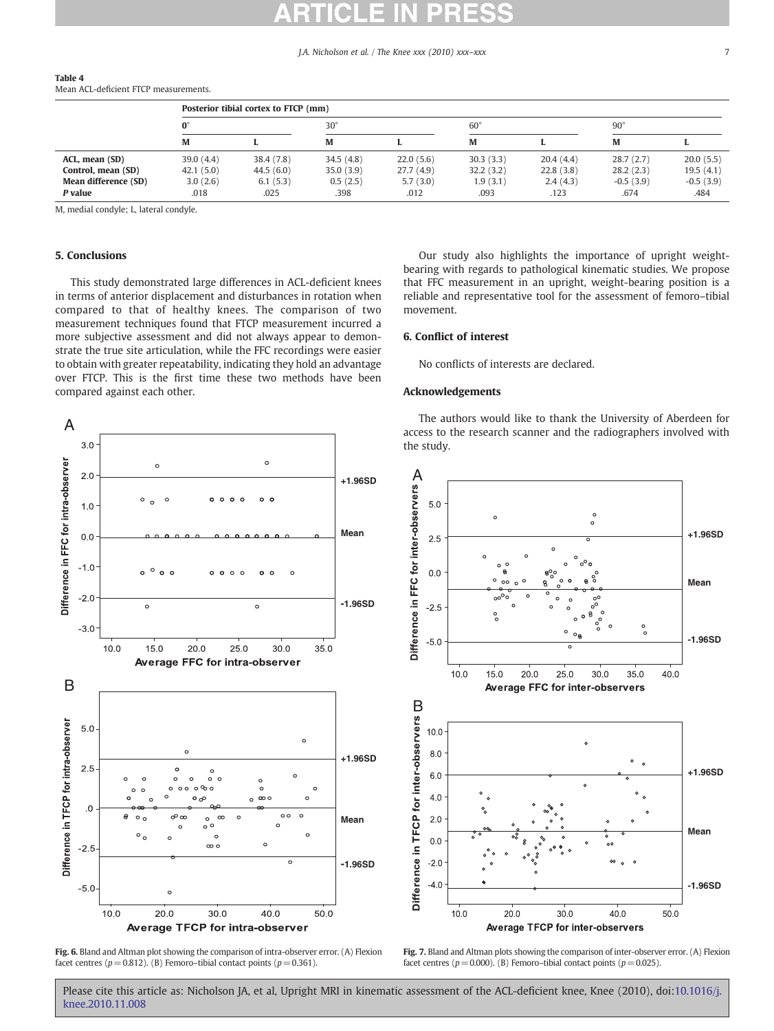**Table 4**
Mean ACL-deficient FTCP measurements.

| | Posterior tibial cortex to FTCP (mm) | | | | | | | |
|---|---|---|---|---|---|---|---|---|
| | 0° | | 30° | | 60° | | 90° | |
| | M | L | M | L | M | L | M | L |
| **ACL, mean (SD)** | 39.0 (4.4) | 38.4 (7.8) | 34.5 (4.8) | 22.0 (5.6) | 30.3 (3.3) | 20.4 (4.4) | 28.7 (2.7) | 20.0 (5.5) |
| **Control, mean (SD)** | 42.1 (5.0) | 44.5 (6.0) | 35.0 (3.9) | 27.7 (4.9) | 32.2 (3.2) | 22.8 (3.8) | 28.2 (2.3) | 19.5 (4.1) |
| **Mean difference (SD)** | 3.0 (2.6) | 6.1 (5.3) | 0.5 (2.5) | 5.7 (3.0) | 1.9 (3.1) | 2.4 (4.3) | -0.5 (3.9) | -0.5 (3.9) |
| ***P* value** | .018 | .025 | .398 | .012 | .093 | .123 | .674 | .484 |

M, medial condyle; L, lateral condyle.

## 5. Conclusions

This study demonstrated large differences in ACL-deficient knees in terms of anterior displacement and disturbances in rotation when compared to that of healthy knees. The comparison of two measurement techniques found that FTCP measurement incurred a more subjective assessment and did not always appear to demonstrate the true site articulation, while the FFC recordings were easier to obtain with greater repeatability, indicating they hold an advantage over FTCP. This is the first time these two methods have been compared against each other.

Our study also highlights the importance of upright weight-bearing with regards to pathological kinematic studies. We propose that FFC measurement in an upright, weight-bearing position is a reliable and representative tool for the assessment of femoro–tibial movement.

## 6. Conflict of interest

No conflicts of interests are declared.

## Acknowledgements

The authors would like to thank the University of Aberdeen for access to the research scanner and the radiographers involved with the study.

**Fig. 6.** Bland and Altman plot showing the comparison of intra-observer error. (A) Flexion facet centres ($p = 0.812$). (B) Femoro–tibial contact points ($p = 0.361$).

**Fig. 7.** Bland and Altman plots showing the comparison of inter-observer error. (A) Flexion facet centres ($p = 0.000$). (B) Femoro–tibial contact points ($p = 0.025$).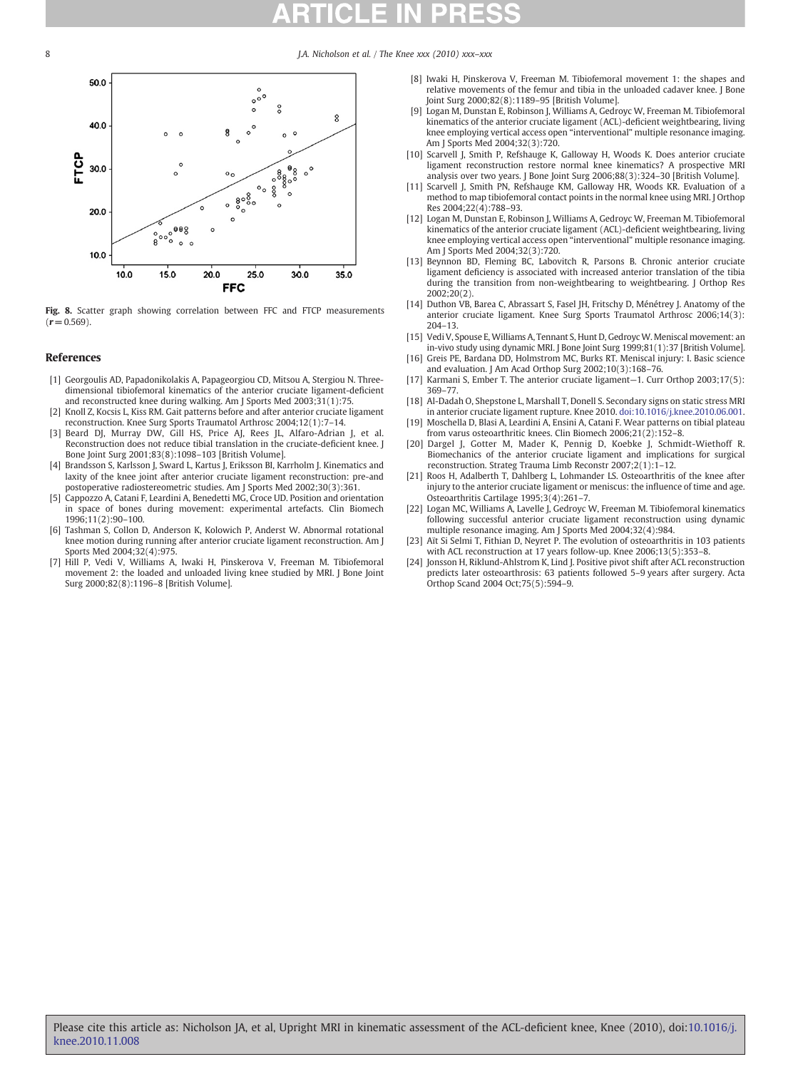FTCP

50.0
40.0
30.0
20.0
10.0

10.0 15.0 20.0 25.0 30.0 35.0

FFC

**Fig. 8.** Scatter graph showing correlation between FFC and FTCP measurements (**r** = 0.569).

## References

[1] Georgoulis AD, Papadonikolakis A, Papageorgiou CD, Mitsou A, Stergiou N. Three-dimensional tibiofemoral kinematics of the anterior cruciate ligament-deficient and reconstructed knee during walking. Am J Sports Med 2003;31(1):75.

[2] Knoll Z, Kocsis L, Kiss RM. Gait patterns before and after anterior cruciate ligament reconstruction. Knee Surg Sports Traumatol Arthrosc 2004;12(1):7–14.

[3] Beard DJ, Murray DW, Gill HS, Price AJ, Rees JL, Alfaro-Adrian J, et al. Reconstruction does not reduce tibial translation in the cruciate-deficient knee. J Bone Joint Surg 2001;83(8):1098–103 [British Volume].

[4] Brandsson S, Karlsson J, Sward L, Kartus J, Eriksson BI, Karrholm J. Kinematics and laxity of the knee joint after anterior cruciate ligament reconstruction: pre-and postoperative radiostereometric studies. Am J Sports Med 2002;30(3):361.

[5] Cappozzo A, Catani F, Leardini A, Benedetti MG, Croce UD. Position and orientation in space of bones during movement: experimental artefacts. Clin Biomech 1996;11(2):90–100.

[6] Tashman S, Collon D, Anderson K, Kolowich P, Anderst W. Abnormal rotational knee motion during running after anterior cruciate ligament reconstruction. Am J Sports Med 2004;32(4):975.

[7] Hill P, Vedi V, Williams A, Iwaki H, Pinskerova V, Freeman M. Tibiofemoral movement 2: the loaded and unloaded living knee studied by MRI. J Bone Joint Surg 2000;82(8):1196–8 [British Volume].

[8] Iwaki H, Pinskerova V, Freeman M. Tibiofemoral movement 1: the shapes and relative movements of the femur and tibia in the unloaded cadaver knee. J Bone Joint Surg 2000;82(8):1189–95 [British Volume].

[9] Logan M, Dunstan E, Robinson J, Williams A, Gedroyc W, Freeman M. Tibiofemoral kinematics of the anterior cruciate ligament (ACL)-deficient weightbearing, living knee employing vertical access open "interventional" multiple resonance imaging. Am J Sports Med 2004;32(3):720.

[10] Scarvell J, Smith P, Refshauge K, Galloway H, Woods K. Does anterior cruciate ligament reconstruction restore normal knee kinematics? A prospective MRI analysis over two years. J Bone Joint Surg 2006;88(3):324–30 [British Volume].

[11] Scarvell J, Smith PN, Refshauge KM, Galloway HR, Woods KR. Evaluation of a method to map tibiofemoral contact points in the normal knee using MRI. J Orthop Res 2004;22(4):788–93.

[12] Logan M, Dunstan E, Robinson J, Williams A, Gedroyc W, Freeman M. Tibiofemoral kinematics of the anterior cruciate ligament (ACL)-deficient weightbearing, living knee employing vertical access open "interventional" multiple resonance imaging. Am J Sports Med 2004;32(3):720.

[13] Beynnon BD, Fleming BC, Labovitch R, Parsons B. Chronic anterior cruciate ligament deficiency is associated with increased anterior translation of the tibia during the transition from non-weightbearing to weightbearing. J Orthop Res 2002;20(2).

[14] Duthon VB, Barea C, Abrassart S, Fasel JH, Fritschy D, Ménétrey J. Anatomy of the anterior cruciate ligament. Knee Surg Sports Traumatol Arthrosc 2006;14(3):204–13.

[15] Vedi V, Spouse E, Williams A, Tennant S, Hunt D, Gedroyc W. Meniscal movement: an in-vivo study using dynamic MRI. J Bone Joint Surg 1999;81(1):37 [British Volume].

[16] Greis PE, Bardana DD, Holmstrom MC, Burks RT. Meniscal injury: I. Basic science and evaluation. J Am Acad Orthop Surg 2002;10(3):168–76.

[17] Karmani S, Ember T. The anterior cruciate ligament—1. Curr Orthop 2003;17(5):369–77.

[18] Al-Dadah O, Shepstone L, Marshall T, Donell S. Secondary signs on static stress MRI in anterior cruciate ligament rupture. Knee 2010. doi:10.1016/j.knee.2010.06.001.

[19] Moschella D, Blasi A, Leardini A, Ensini A, Catani F. Wear patterns on tibial plateau from varus osteoarthritic knees. Clin Biomech 2006;21(2):152–8.

[20] Dargel J, Gotter M, Mader K, Pennig D, Koebke J, Schmidt-Wiethoff R. Biomechanics of the anterior cruciate ligament and implications for surgical reconstruction. Strateg Trauma Limb Reconstr 2007;2(1):1–12.

[21] Roos H, Adalberth T, Dahlberg L, Lohmander LS. Osteoarthritis of the knee after injury to the anterior cruciate ligament or meniscus: the influence of time and age. Osteoarthritis Cartilage 1995;3(4):261–7.

[22] Logan MC, Williams A, Lavelle J, Gedroyc W, Freeman M. Tibiofemoral kinematics following successful anterior cruciate ligament reconstruction using dynamic multiple resonance imaging. Am J Sports Med 2004;32(4):984.

[23] Aït Si Selmi T, Fithian D, Neyret P. The evolution of osteoarthritis in 103 patients with ACL reconstruction at 17 years follow-up. Knee 2006;13(5):353–8.

[24] Jonsson H, Riklund-Ahlstrom K, Lind J. Positive pivot shift after ACL reconstruction predicts later osteoarthrosis: 63 patients followed 5–9 years after surgery. Acta Orthop Scand 2004 Oct;75(5):594–9.